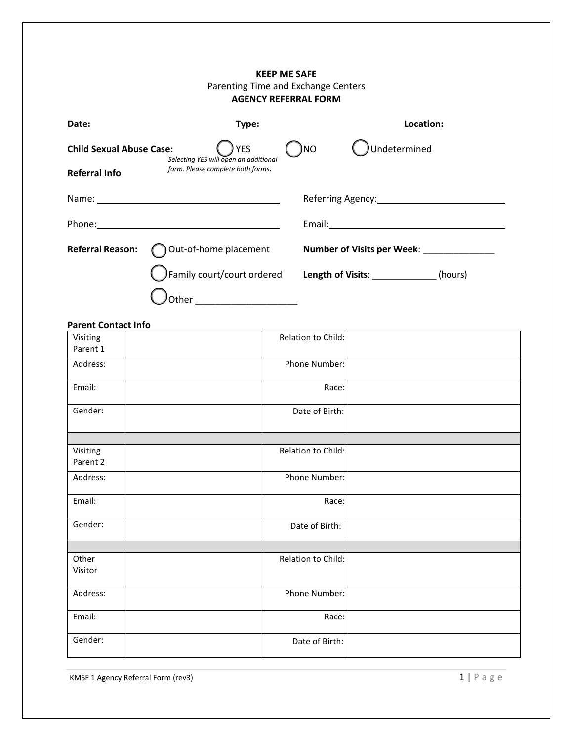**KEEP ME SAFE**
Parenting Time and Exchange Centers
**AGENCY REFERRAL FORM**

**Date:** **Type:** **Location:**

**Child Sexual Abuse Case:** ◯ YES ◯ NO ◯ Undetermined

*Selecting YES will open an additional form. Please complete both forms.*

**Referral Info**

Name: ______________________________ Referring Agency: ______________________________

Phone: ______________________________ Email: ______________________________

**Referral Reason:** ◯ Out-of-home placement

◯ Family court/court ordered

◯ Other ____________________

**Number of Visits per Week**: ______________

**Length of Visits**: _____________ (hours)

**Parent Contact Info**

| | | | |
|---|---|---|---|
| Visiting Parent 1 | | Relation to Child: | |
| Address: | | Phone Number: | |
| Email: | | Race: | |
| Gender: | | Date of Birth: | |
| | | | |
| Visiting Parent 2 | | Relation to Child: | |
| Address: | | Phone Number: | |
| Email: | | Race: | |
| Gender: | | Date of Birth: | |
| | | | |
| Other Visitor | | Relation to Child: | |
| Address: | | Phone Number: | |
| Email: | | Race: | |
| Gender: | | Date of Birth: | |

KMSF 1 Agency Referral Form (rev3)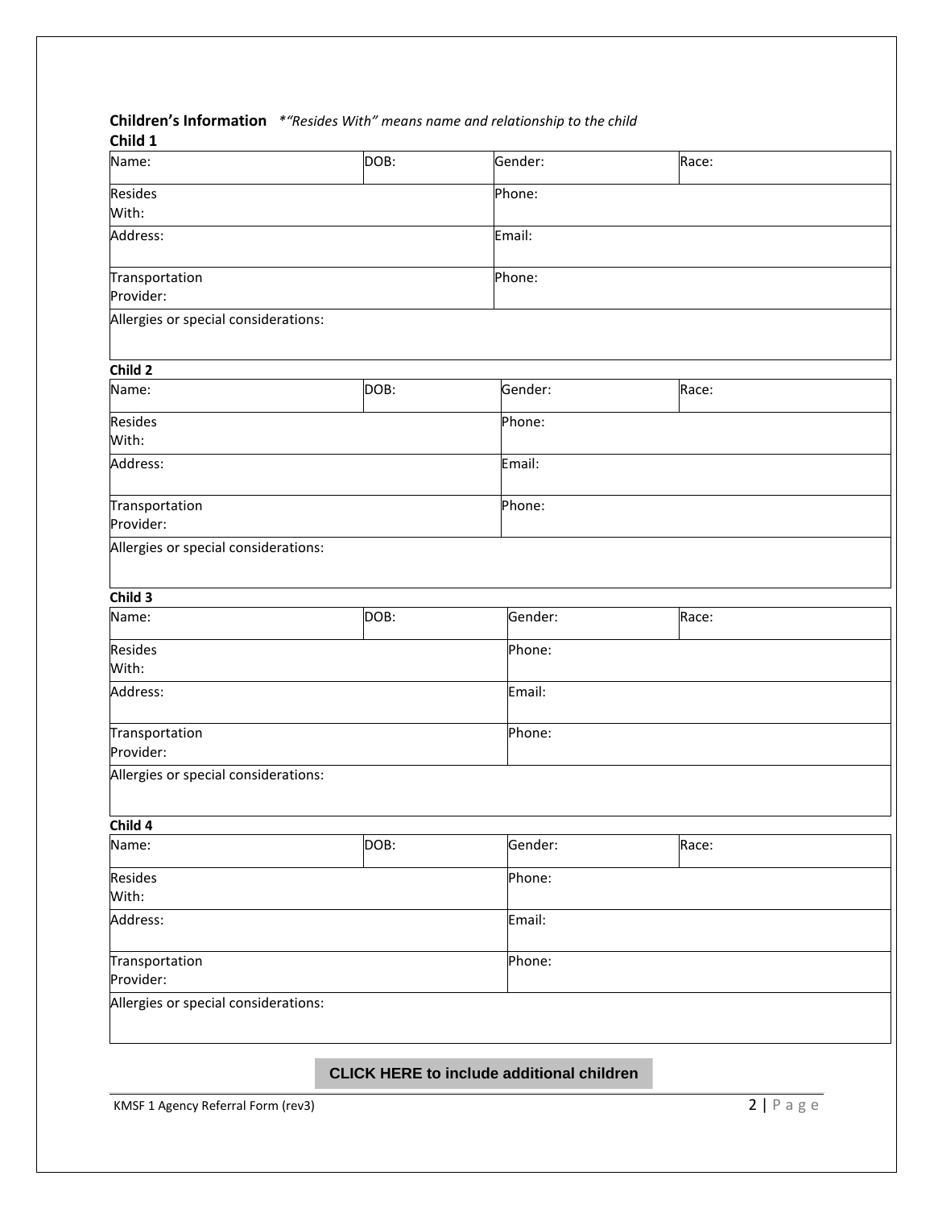**Children's Information** *\*"Resides With" means name and relationship to the child*

**Child 1**

| Name: | DOB: | Gender: | Race: |
|---|---|---|---|
| Resides With: | | Phone: | |
| Address: | | Email: | |
| Transportation Provider: | | Phone: | |
| Allergies or special considerations: | | | |

**Child 2**

| Name: | DOB: | Gender: | Race: |
|---|---|---|---|
| Resides With: | | Phone: | |
| Address: | | Email: | |
| Transportation Provider: | | Phone: | |
| Allergies or special considerations: | | | |

**Child 3**

| Name: | DOB: | Gender: | Race: |
|---|---|---|---|
| Resides With: | | Phone: | |
| Address: | | Email: | |
| Transportation Provider: | | Phone: | |
| Allergies or special considerations: | | | |

**Child 4**

| Name: | DOB: | Gender: | Race: |
|---|---|---|---|
| Resides With: | | Phone: | |
| Address: | | Email: | |
| Transportation Provider: | | Phone: | |
| Allergies or special considerations: | | | |

**CLICK HERE to include additional children**

KMSF 1 Agency Referral Form (rev3)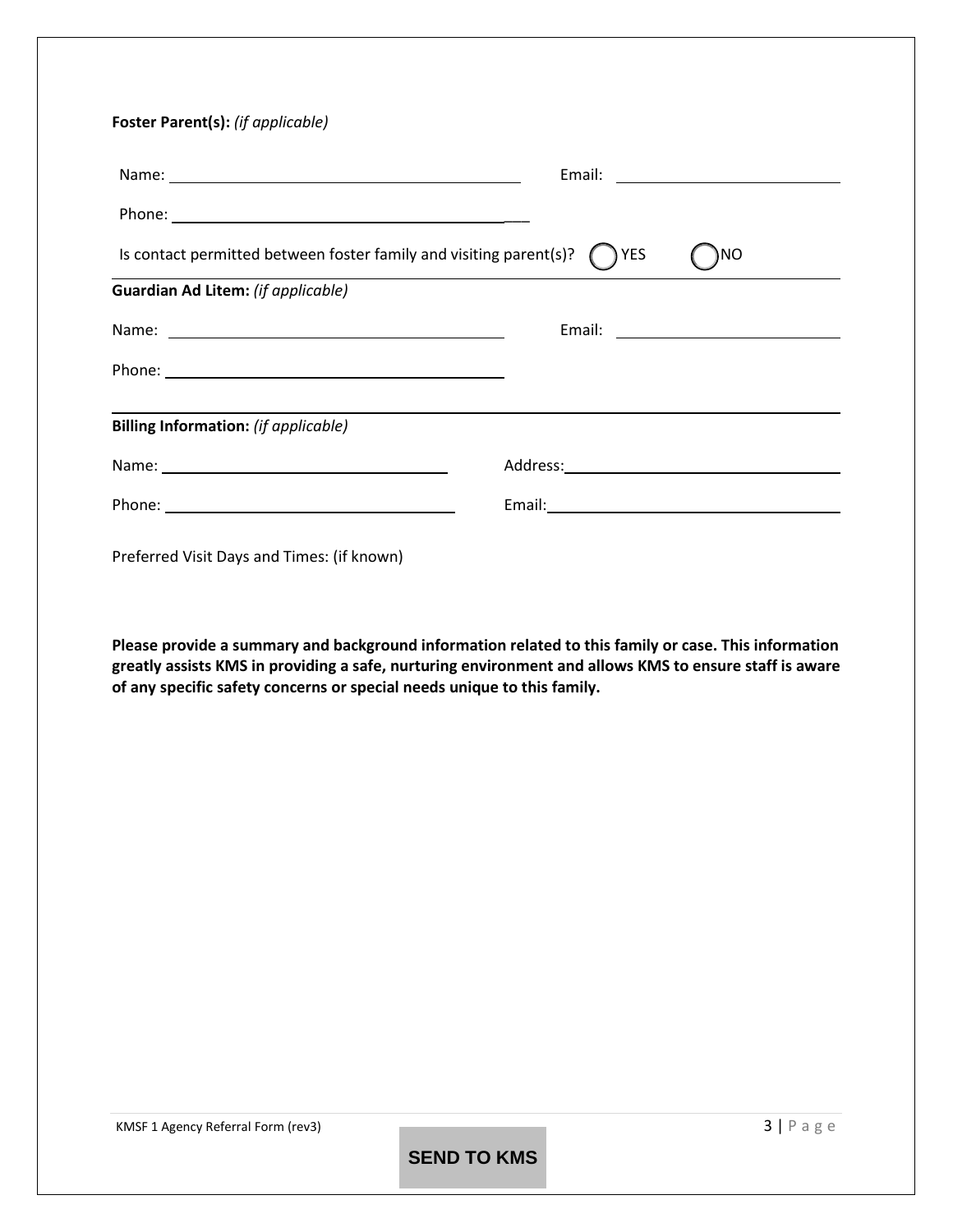**Foster Parent(s):** *(if applicable)*

Name: ______________________________ Email: ______________________

Phone: ______________________________

Is contact permitted between foster family and visiting parent(s)? ◯ YES ◯ NO

**Guardian Ad Litem:** *(if applicable)*

Name: ______________________________ Email: ______________________

Phone: ______________________________

**Billing Information:** *(if applicable)*

Name: ____________________________ Address: ____________________________

Phone: ____________________________ Email: ____________________________

Preferred Visit Days and Times: (if known)

**Please provide a summary and background information related to this family or case. This information greatly assists KMS in providing a safe, nurturing environment and allows KMS to ensure staff is aware of any specific safety concerns or special needs unique to this family.**

KMSF 1 Agency Referral Form (rev3)

SEND TO KMS